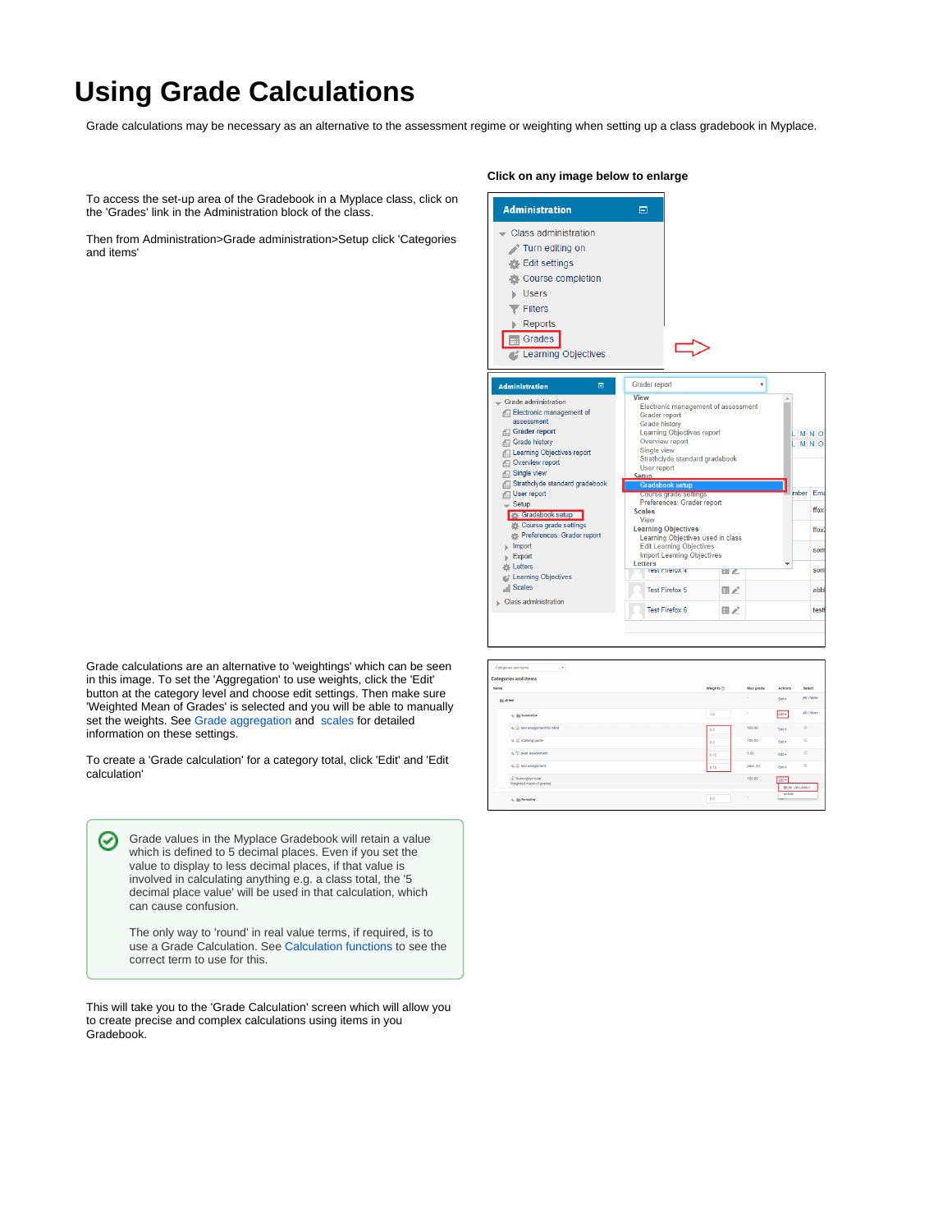# Using Grade Calculations

Grade calculations may be necessary as an alternative to the assessment regime or weighting when setting up a class gradebook in Myplace.

**Click on any image below to enlarge**

To access the set-up area of the Gradebook in a Myplace class, click on the 'Grades' link in the Administration block of the class.

Then from Administration>Grade administration>Setup click 'Categories and items'

Grade calculations are an alternative to 'weightings' which can be seen in this image. To set the 'Aggregation' to use weights, click the 'Edit' button at the category level and choose edit settings. Then make sure 'Weighted Mean of Grades' is selected and you will be able to manually set the weights. See Grade aggregation and scales for detailed information on these settings.

To create a 'Grade calculation' for a category total, click 'Edit' and 'Edit calculation'

Grade values in the Myplace Gradebook will retain a value which is defined to 5 decimal places. Even if you set the value to display to less decimal places, if that value is involved in calculating anything e.g. a class total, the '5 decimal place value' will be used in that calculation, which can cause confusion.

The only way to 'round' in real value terms, if required, is to use a Grade Calculation. See Calculation functions to see the correct term to use for this.

This will take you to the 'Grade Calculation' screen which will allow you to create precise and complex calculations using items in you Gradebook.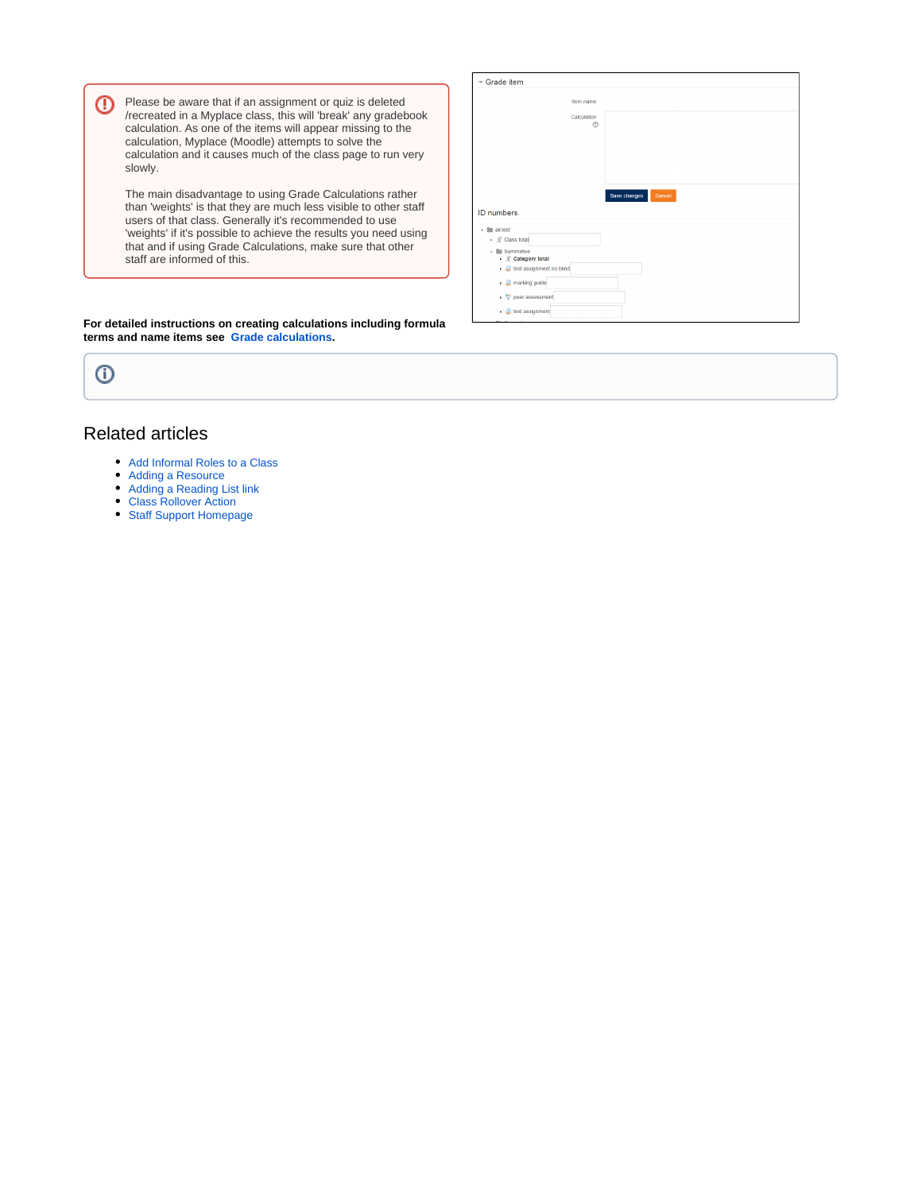Please be aware that if an assignment or quiz is deleted /recreated in a Myplace class, this will 'break' any gradebook calculation. As one of the items will appear missing to the calculation, Myplace (Moodle) attempts to solve the calculation and it causes much of the class page to run very slowly.

The main disadvantage to using Grade Calculations rather than 'weights' is that they are much less visible to other staff users of that class. Generally it's recommended to use 'weights' if it's possible to achieve the results you need using that and if using Grade Calculations, make sure that other staff are informed of this.

Grade item

Item name

Calculation

Save changes Cancel

ID numbers

all test

Class total

Summative

Category total

test assignment no blind

marking guide

peer assessment

test assignment

**For detailed instructions on creating calculations including formula terms and name items see Grade calculations.**

## Related articles

- Add Informal Roles to a Class
- Adding a Resource
- Adding a Reading List link
- Class Rollover Action
- Staff Support Homepage